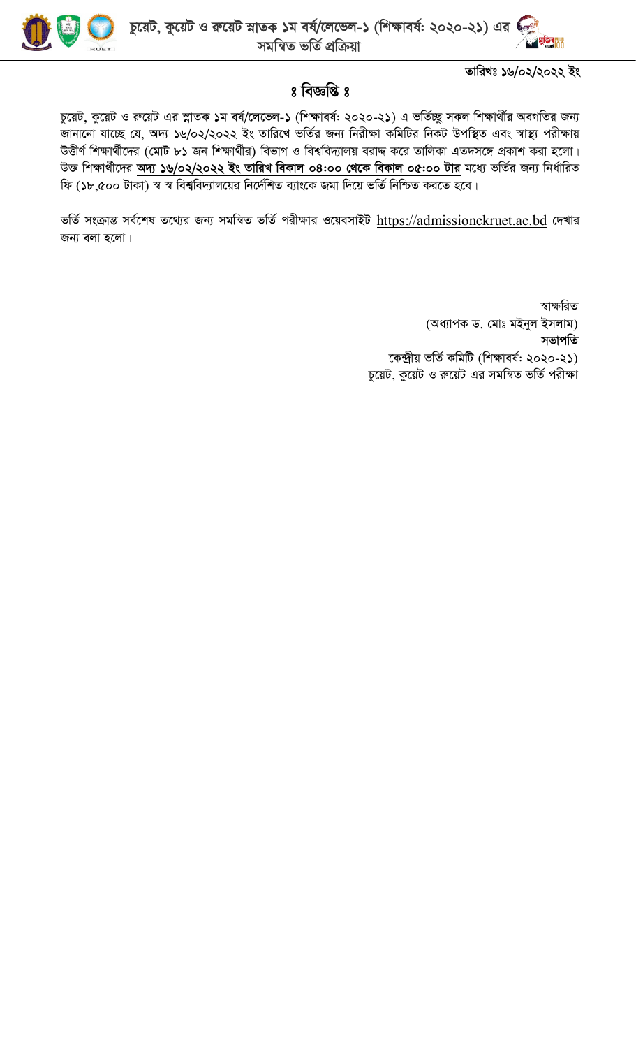# চুয়েট, কুয়েট ও রুয়েট স্নাতক ১ম বর্ষ/লেভেল-১ (শিক্ষাবর্ষ: ২০২০-২১) এর সমন্বিত ভর্তি প্রক্রিয়া

তারিখঃ ১৬/০২/২০২২ ইং

## ঃ বিজ্ঞপ্তি ঃ

চুয়েট, কুয়েট ও রুয়েট এর স্নাতক ১ম বর্ষ/লেভেল-১ (শিক্ষাবর্ষ: ২০২০-২১) এ ভর্তিচ্ছু সকল শিক্ষার্থীর অবগতির জন্য জানানো যাচ্ছে যে, অদ্য ১৬/০২/২০২২ ইং তারিখে ভর্তির জন্য নিরীক্ষা কমিটির নিকট উপস্থিত এবং স্বাস্থ্য পরীক্ষায় উত্তীর্ণ শিক্ষার্থীদের (মোট ৮১ জন শিক্ষার্থীর) বিভাগ ও বিশ্ববিদ্যালয় বরাদ্দ করে তালিকা এতদসঙ্গে প্রকাশ করা হলো। উক্ত শিক্ষার্থীদের **অদ্য ১৬/০২/২০২২ ইং তারিখ বিকাল ০৪:০০ থেকে বিকাল ০৫:০০ টার** মধ্যে ভর্তির জন্য নির্ধারিত ফি (১৮,৫০০ টাকা) স্ব স্ব বিশ্ববিদ্যালয়ের নির্দেশিত ব্যাংকে জমা দিয়ে ভর্তি নিশ্চিত করতে হবে।

ভর্তি সংক্রান্ত সর্বশেষ তথ্যের জন্য সমন্বিত ভর্তি পরীক্ষার ওয়েবসাইট https://admissionckruet.ac.bd দেখার জন্য বলা হলো।

স্বাক্ষরিত
(অধ্যাপক ড. মোঃ মইনুল ইসলাম)
**সভাপতি**
কেন্দ্রীয় ভর্তি কমিটি (শিক্ষাবর্ষ: ২০২০-২১)
চুয়েট, কুয়েট ও রুয়েট এর সমন্বিত ভর্তি পরীক্ষা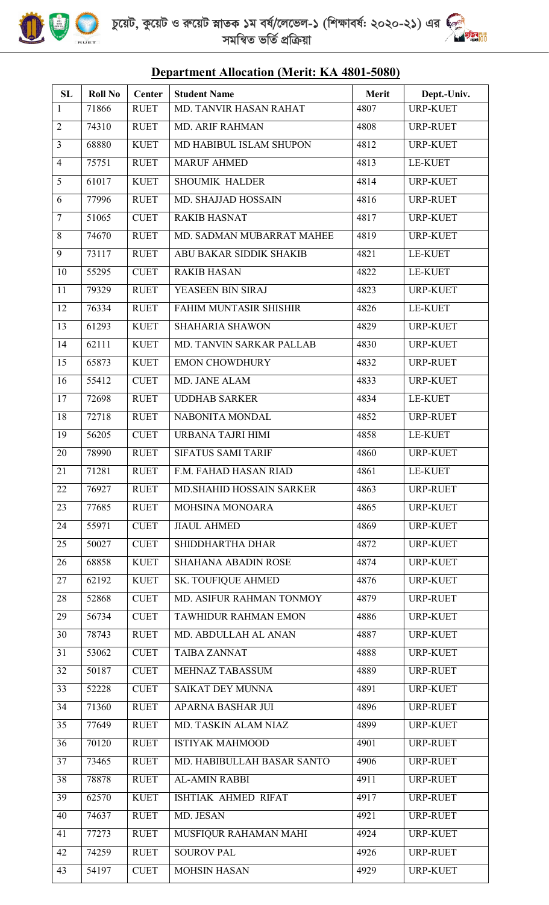# চুয়েট, কুয়েট ও রুয়েট স্নাতক ১ম বর্ষ/লেভেল-১ (শিক্ষাবর্ষ: ২০২০-২১) এর সমন্বিত ভর্তি প্রক্রিয়া

## Department Allocation (Merit: KA 4801-5080)

| SL | Roll No | Center | Student Name | Merit | Dept.-Univ. |
|---|---|---|---|---|---|
| 1 | 71866 | RUET | MD. TANVIR HASAN RAHAT | 4807 | URP-KUET |
| 2 | 74310 | RUET | MD. ARIF RAHMAN | 4808 | URP-RUET |
| 3 | 68880 | KUET | MD HABIBUL ISLAM SHUPON | 4812 | URP-KUET |
| 4 | 75751 | RUET | MARUF AHMED | 4813 | LE-KUET |
| 5 | 61017 | KUET | SHOUMIK HALDER | 4814 | URP-KUET |
| 6 | 77996 | RUET | MD. SHAJJAD HOSSAIN | 4816 | URP-RUET |
| 7 | 51065 | CUET | RAKIB HASNAT | 4817 | URP-KUET |
| 8 | 74670 | RUET | MD. SADMAN MUBARRAT MAHEE | 4819 | URP-KUET |
| 9 | 73117 | RUET | ABU BAKAR SIDDIK SHAKIB | 4821 | LE-KUET |
| 10 | 55295 | CUET | RAKIB HASAN | 4822 | LE-KUET |
| 11 | 79329 | RUET | YEASEEN BIN SIRAJ | 4823 | URP-KUET |
| 12 | 76334 | RUET | FAHIM MUNTASIR SHISHIR | 4826 | LE-KUET |
| 13 | 61293 | KUET | SHAHARIA SHAWON | 4829 | URP-KUET |
| 14 | 62111 | KUET | MD. TANVIN SARKAR PALLAB | 4830 | URP-KUET |
| 15 | 65873 | KUET | EMON CHOWDHURY | 4832 | URP-RUET |
| 16 | 55412 | CUET | MD. JANE ALAM | 4833 | URP-KUET |
| 17 | 72698 | RUET | UDDHAB SARKER | 4834 | LE-KUET |
| 18 | 72718 | RUET | NABONITA MONDAL | 4852 | URP-RUET |
| 19 | 56205 | CUET | URBANA TAJRI HIMI | 4858 | LE-KUET |
| 20 | 78990 | RUET | SIFATUS SAMI TARIF | 4860 | URP-KUET |
| 21 | 71281 | RUET | F.M. FAHAD HASAN RIAD | 4861 | LE-KUET |
| 22 | 76927 | RUET | MD.SHAHID HOSSAIN SARKER | 4863 | URP-RUET |
| 23 | 77685 | RUET | MOHSINA MONOARA | 4865 | URP-KUET |
| 24 | 55971 | CUET | JIAUL AHMED | 4869 | URP-KUET |
| 25 | 50027 | CUET | SHIDDHARTHA DHAR | 4872 | URP-KUET |
| 26 | 68858 | KUET | SHAHANA ABADIN ROSE | 4874 | URP-KUET |
| 27 | 62192 | KUET | SK. TOUFIQUE AHMED | 4876 | URP-KUET |
| 28 | 52868 | CUET | MD. ASIFUR RAHMAN TONMOY | 4879 | URP-RUET |
| 29 | 56734 | CUET | TAWHIDUR RAHMAN EMON | 4886 | URP-KUET |
| 30 | 78743 | RUET | MD. ABDULLAH AL ANAN | 4887 | URP-KUET |
| 31 | 53062 | CUET | TAIBA ZANNAT | 4888 | URP-KUET |
| 32 | 50187 | CUET | MEHNAZ TABASSUM | 4889 | URP-RUET |
| 33 | 52228 | CUET | SAIKAT DEY MUNNA | 4891 | URP-KUET |
| 34 | 71360 | RUET | APARNA BASHAR JUI | 4896 | URP-RUET |
| 35 | 77649 | RUET | MD. TASKIN ALAM NIAZ | 4899 | URP-KUET |
| 36 | 70120 | RUET | ISTIYAK MAHMOOD | 4901 | URP-RUET |
| 37 | 73465 | RUET | MD. HABIBULLAH BASAR SANTO | 4906 | URP-RUET |
| 38 | 78878 | RUET | AL-AMIN RABBI | 4911 | URP-RUET |
| 39 | 62570 | KUET | ISHTIAK AHMED RIFAT | 4917 | URP-RUET |
| 40 | 74637 | RUET | MD. JESAN | 4921 | URP-RUET |
| 41 | 77273 | RUET | MUSFIQUR RAHAMAN MAHI | 4924 | URP-KUET |
| 42 | 74259 | RUET | SOUROV PAL | 4926 | URP-RUET |
| 43 | 54197 | CUET | MOHSIN HASAN | 4929 | URP-KUET |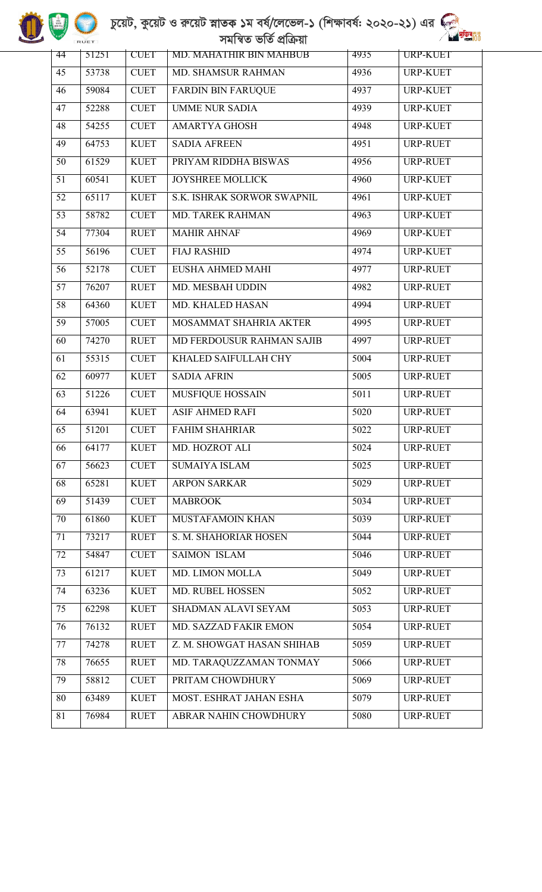| | | | | | |
|---|---|---|---|---|---|
| 44 | 51251 | CUET | MD. MAHATHIR BIN MAHBUB | 4935 | URP-KUET |
| 45 | 53738 | CUET | MD. SHAMSUR RAHMAN | 4936 | URP-KUET |
| 46 | 59084 | CUET | FARDIN BIN FARUQUE | 4937 | URP-KUET |
| 47 | 52288 | CUET | UMME NUR SADIA | 4939 | URP-KUET |
| 48 | 54255 | CUET | AMARTYA GHOSH | 4948 | URP-KUET |
| 49 | 64753 | KUET | SADIA AFREEN | 4951 | URP-RUET |
| 50 | 61529 | KUET | PRIYAM RIDDHA BISWAS | 4956 | URP-RUET |
| 51 | 60541 | KUET | JOYSHREE MOLLICK | 4960 | URP-KUET |
| 52 | 65117 | KUET | S.K. ISHRAK SORWOR SWAPNIL | 4961 | URP-KUET |
| 53 | 58782 | CUET | MD. TAREK RAHMAN | 4963 | URP-KUET |
| 54 | 77304 | RUET | MAHIR AHNAF | 4969 | URP-KUET |
| 55 | 56196 | CUET | FIAJ RASHID | 4974 | URP-KUET |
| 56 | 52178 | CUET | EUSHA AHMED MAHI | 4977 | URP-RUET |
| 57 | 76207 | RUET | MD. MESBAH UDDIN | 4982 | URP-RUET |
| 58 | 64360 | KUET | MD. KHALED HASAN | 4994 | URP-RUET |
| 59 | 57005 | CUET | MOSAMMAT SHAHRIA AKTER | 4995 | URP-RUET |
| 60 | 74270 | RUET | MD FERDOUSUR RAHMAN SAJIB | 4997 | URP-RUET |
| 61 | 55315 | CUET | KHALED SAIFULLAH CHY | 5004 | URP-RUET |
| 62 | 60977 | KUET | SADIA AFRIN | 5005 | URP-RUET |
| 63 | 51226 | CUET | MUSFIQUE HOSSAIN | 5011 | URP-RUET |
| 64 | 63941 | KUET | ASIF AHMED RAFI | 5020 | URP-RUET |
| 65 | 51201 | CUET | FAHIM SHAHRIAR | 5022 | URP-RUET |
| 66 | 64177 | KUET | MD. HOZROT ALI | 5024 | URP-RUET |
| 67 | 56623 | CUET | SUMAIYA ISLAM | 5025 | URP-RUET |
| 68 | 65281 | KUET | ARPON SARKAR | 5029 | URP-RUET |
| 69 | 51439 | CUET | MABROOK | 5034 | URP-RUET |
| 70 | 61860 | KUET | MUSTAFAMOIN KHAN | 5039 | URP-RUET |
| 71 | 73217 | RUET | S. M. SHAHORIAR HOSEN | 5044 | URP-RUET |
| 72 | 54847 | CUET | SAIMON ISLAM | 5046 | URP-RUET |
| 73 | 61217 | KUET | MD. LIMON MOLLA | 5049 | URP-RUET |
| 74 | 63236 | KUET | MD. RUBEL HOSSEN | 5052 | URP-RUET |
| 75 | 62298 | KUET | SHADMAN ALAVI SEYAM | 5053 | URP-RUET |
| 76 | 76132 | RUET | MD. SAZZAD FAKIR EMON | 5054 | URP-RUET |
| 77 | 74278 | RUET | Z. M. SHOWGAT HASAN SHIHAB | 5059 | URP-RUET |
| 78 | 76655 | RUET | MD. TARAQUZZAMAN TONMAY | 5066 | URP-RUET |
| 79 | 58812 | CUET | PRITAM CHOWDHURY | 5069 | URP-RUET |
| 80 | 63489 | KUET | MOST. ESHRAT JAHAN ESHA | 5079 | URP-RUET |
| 81 | 76984 | RUET | ABRAR NAHIN CHOWDHURY | 5080 | URP-RUET |